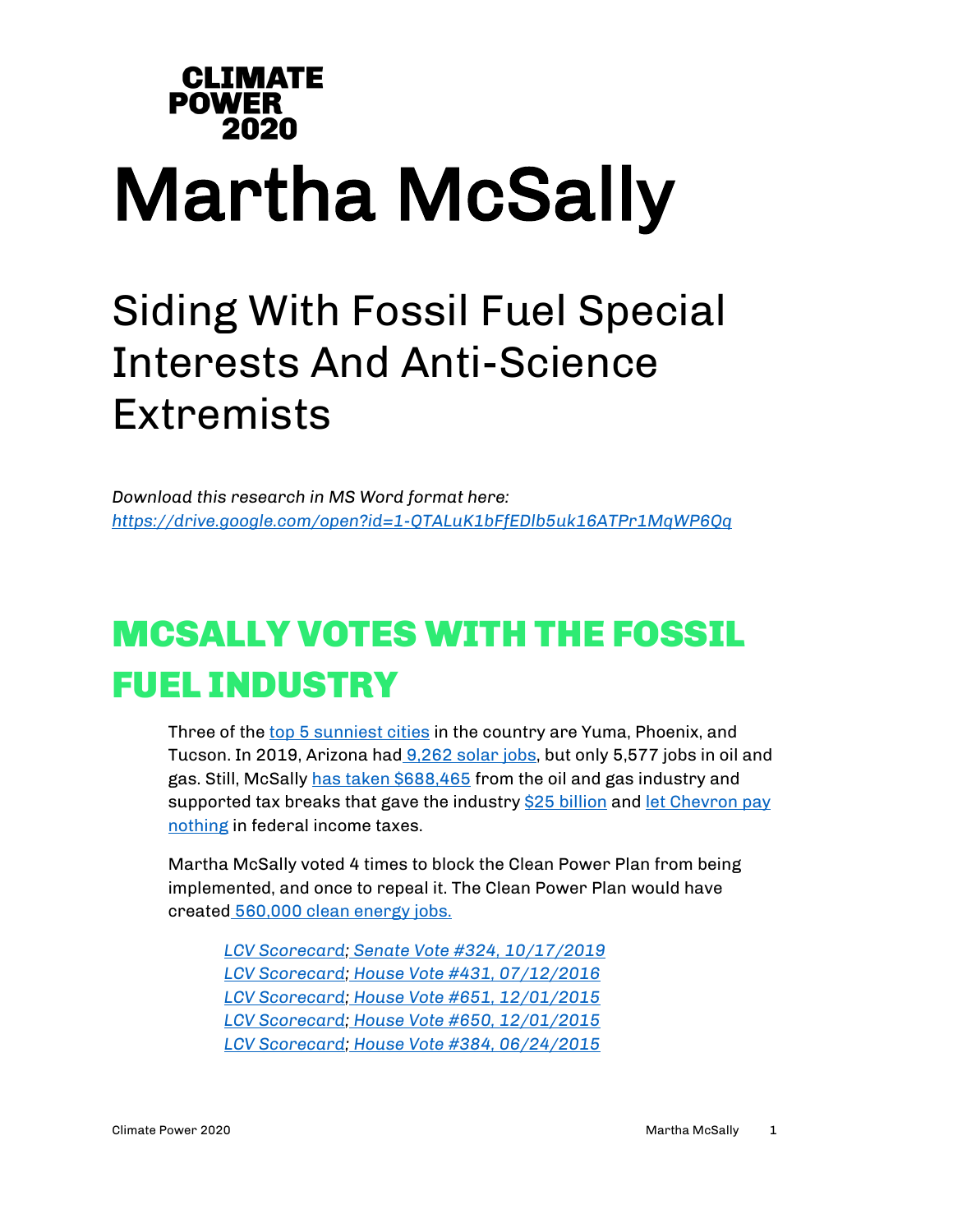**CLIMATE POWER 2020**

# Martha McSally

## Siding With Fossil Fuel Special Interests And Anti-Science Extremists

*Download this research in MS Word format here: https://drive.google.com/open?id=1-QTALuK1bFfEDlb5uk16ATPr1MqWP6Qq*

## MCSALLY VOTES WITH THE FOSSIL FUEL INDUSTRY

Three of the top 5 sunniest cities in the country are Yuma, Phoenix, and Tucson. In 2019, Arizona had 9,262 solar jobs, but only 5,577 jobs in oil and gas. Still, McSally has taken $688,465 from the oil and gas industry and supported tax breaks that gave the industry $25 billion and let Chevron pay nothing in federal income taxes.

Martha McSally voted 4 times to block the Clean Power Plan from being implemented, and once to repeal it. The Clean Power Plan would have created 560,000 clean energy jobs.

*LCV Scorecard; Senate Vote #324, 10/17/2019*
*LCV Scorecard; House Vote #431, 07/12/2016*
*LCV Scorecard; House Vote #651, 12/01/2015*
*LCV Scorecard; House Vote #650, 12/01/2015*
*LCV Scorecard; House Vote #384, 06/24/2015*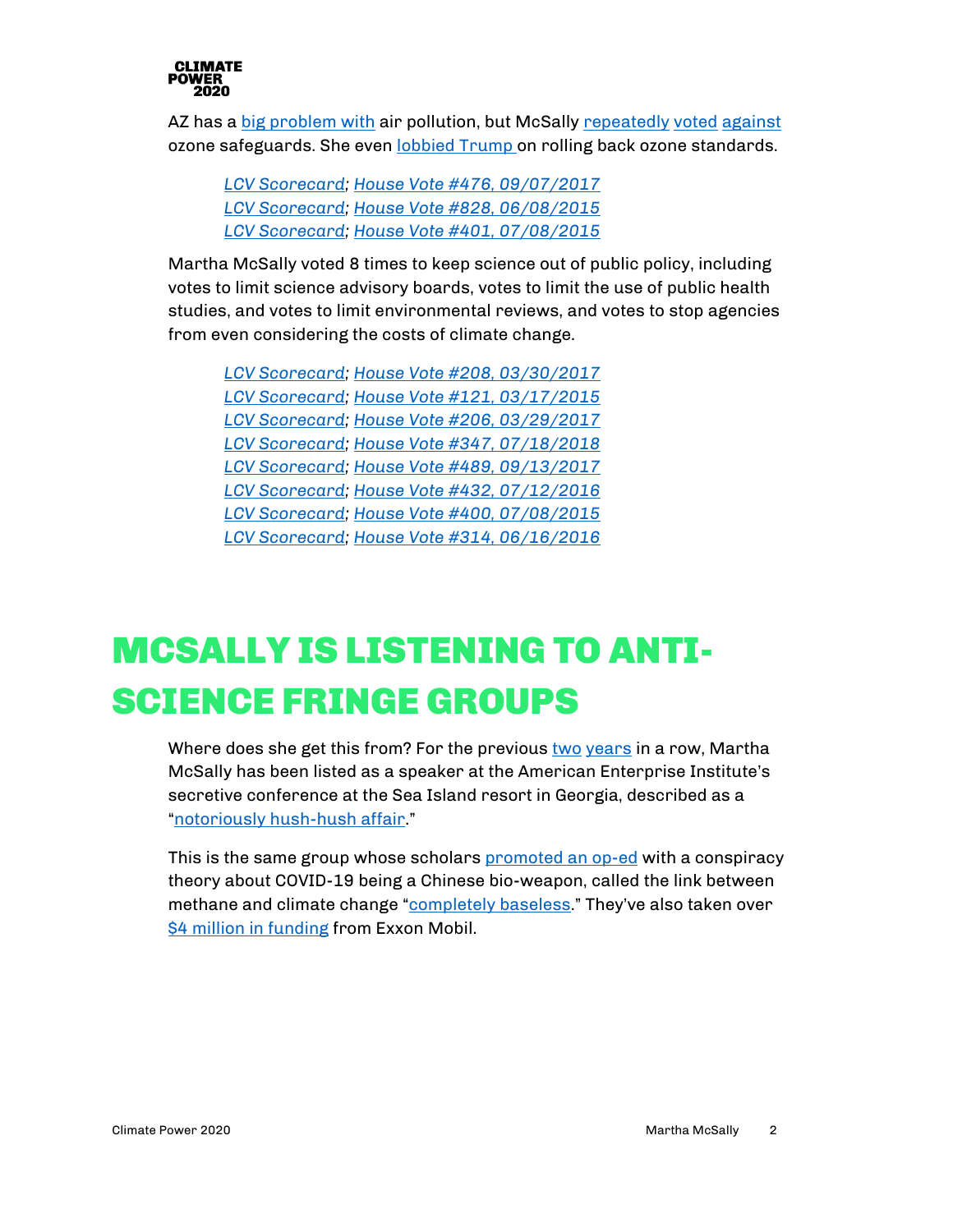AZ has a big problem with air pollution, but McSally repeatedly voted against ozone safeguards. She even lobbied Trump on rolling back ozone standards.

*LCV Scorecard; House Vote #476, 09/07/2017*
*LCV Scorecard; House Vote #828, 06/08/2015*
*LCV Scorecard; House Vote #401, 07/08/2015*

Martha McSally voted 8 times to keep science out of public policy, including votes to limit science advisory boards, votes to limit the use of public health studies, and votes to limit environmental reviews, and votes to stop agencies from even considering the costs of climate change.

*LCV Scorecard; House Vote #208, 03/30/2017*
*LCV Scorecard; House Vote #121, 03/17/2015*
*LCV Scorecard; House Vote #206, 03/29/2017*
*LCV Scorecard; House Vote #347, 07/18/2018*
*LCV Scorecard; House Vote #489, 09/13/2017*
*LCV Scorecard; House Vote #432, 07/12/2016*
*LCV Scorecard; House Vote #400, 07/08/2015*
*LCV Scorecard; House Vote #314, 06/16/2016*

# MCSALLY IS LISTENING TO ANTI-SCIENCE FRINGE GROUPS

Where does she get this from? For the previous two years in a row, Martha McSally has been listed as a speaker at the American Enterprise Institute's secretive conference at the Sea Island resort in Georgia, described as a "notoriously hush-hush affair."

This is the same group whose scholars promoted an op-ed with a conspiracy theory about COVID-19 being a Chinese bio-weapon, called the link between methane and climate change "completely baseless." They've also taken over $4 million in funding from Exxon Mobil.